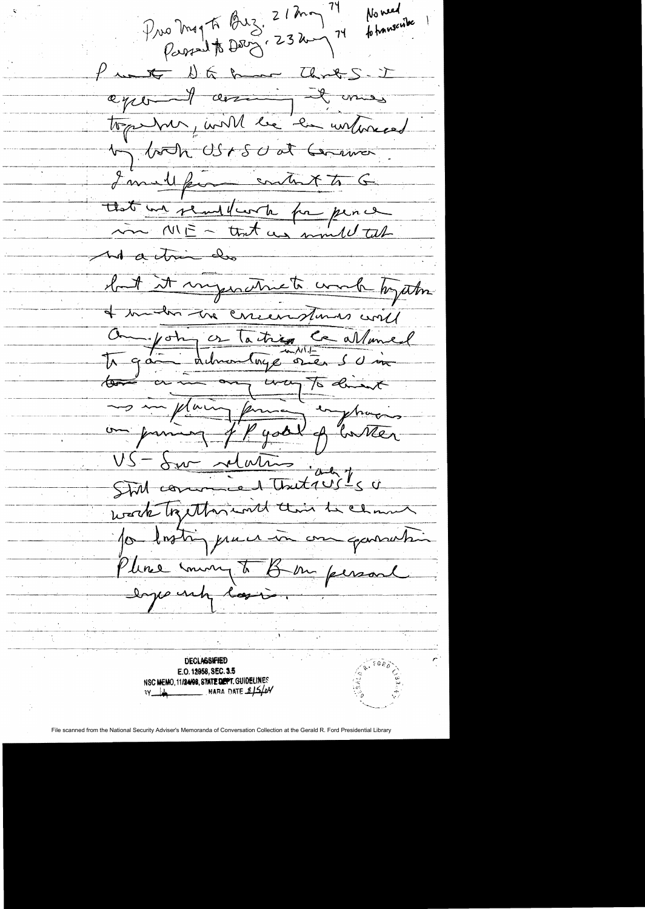Pro Msg to Brez. 21 May 74
Passed to Dobry. 23 May 74

No need to transcribe !

P want B to know that S–I agreement, assuming it comes together, will be welcomed by both US & SU at Geneva

I recall firm contact to G that we should work for peace in ME – that we would take no action des

but it imperative to work together & under no circumstances will any policy or tactics be allowed to gain advantage in ME over SU in terms or in any way to divert us in placing primary emphasis on primary of P goal of better US–Sov relations.

Still convinced that only if US & SU work together will their be chance for lasting peace in our generation.

Please convey to B my personal high regards.

DECLASSIFIED
E.O. 12958, SEC. 3.5
NSC MEMO, 11/24/98, STATE DEPT. GUIDELINES
BY [illegible] NARA DATE 8/5/04

File scanned from the National Security Adviser's Memoranda of Conversation Collection at the Gerald R. Ford Presidential Library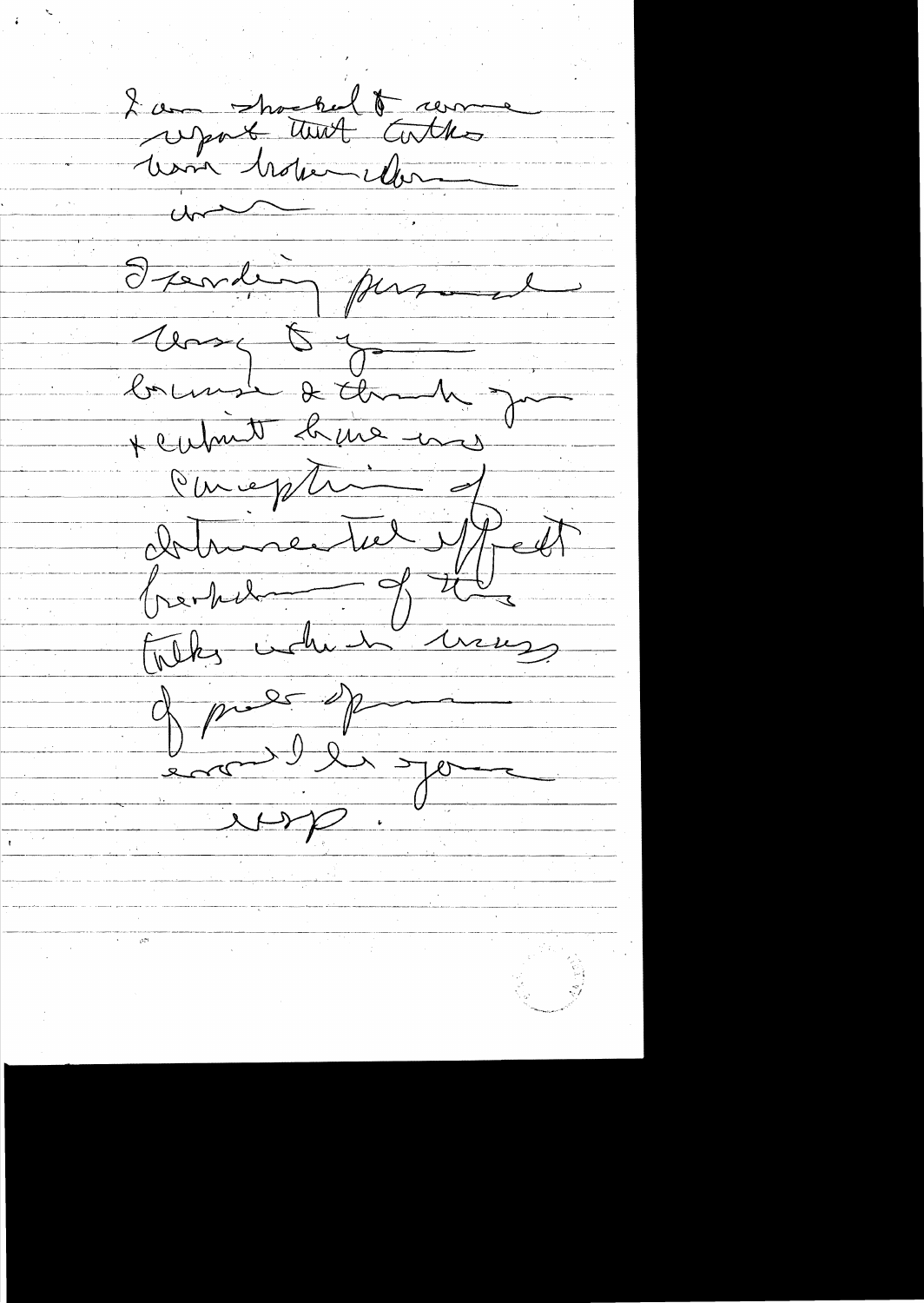I am shocked to receive report that talks have broken down.

I am sending personal msg to you because I think you & cabinet have no conception of detrimental effect breakdown of these talks which means of peace efforts around the world.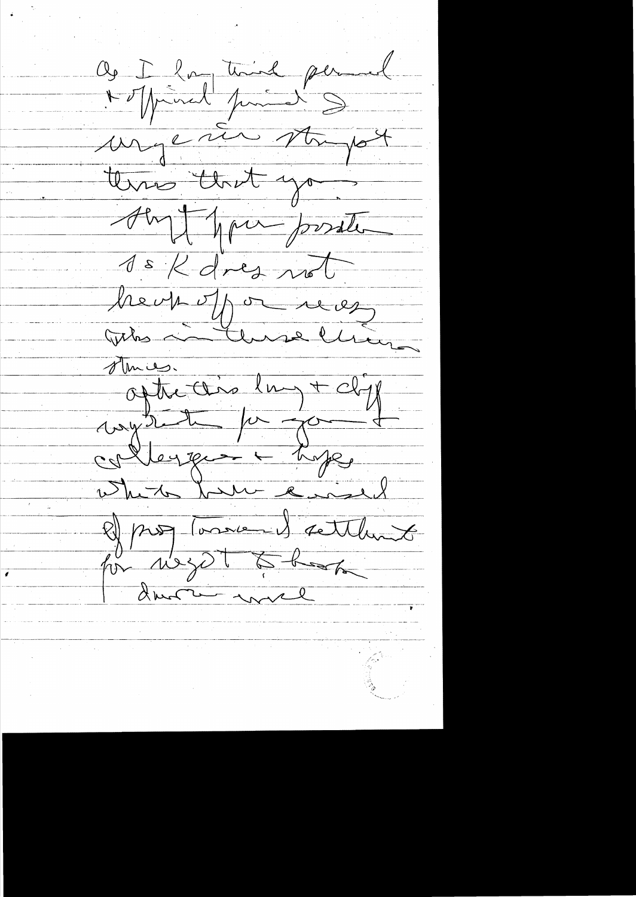As I long tried personal
+ official period I
urge in strongest
terms that you
shift your position
so K does not
break off or mess
talks in these circum-
stances.
after this long + diff
negotiation for you +
colleagues + hopes
which have arisen
of prog toward settlement
for negot to break
down would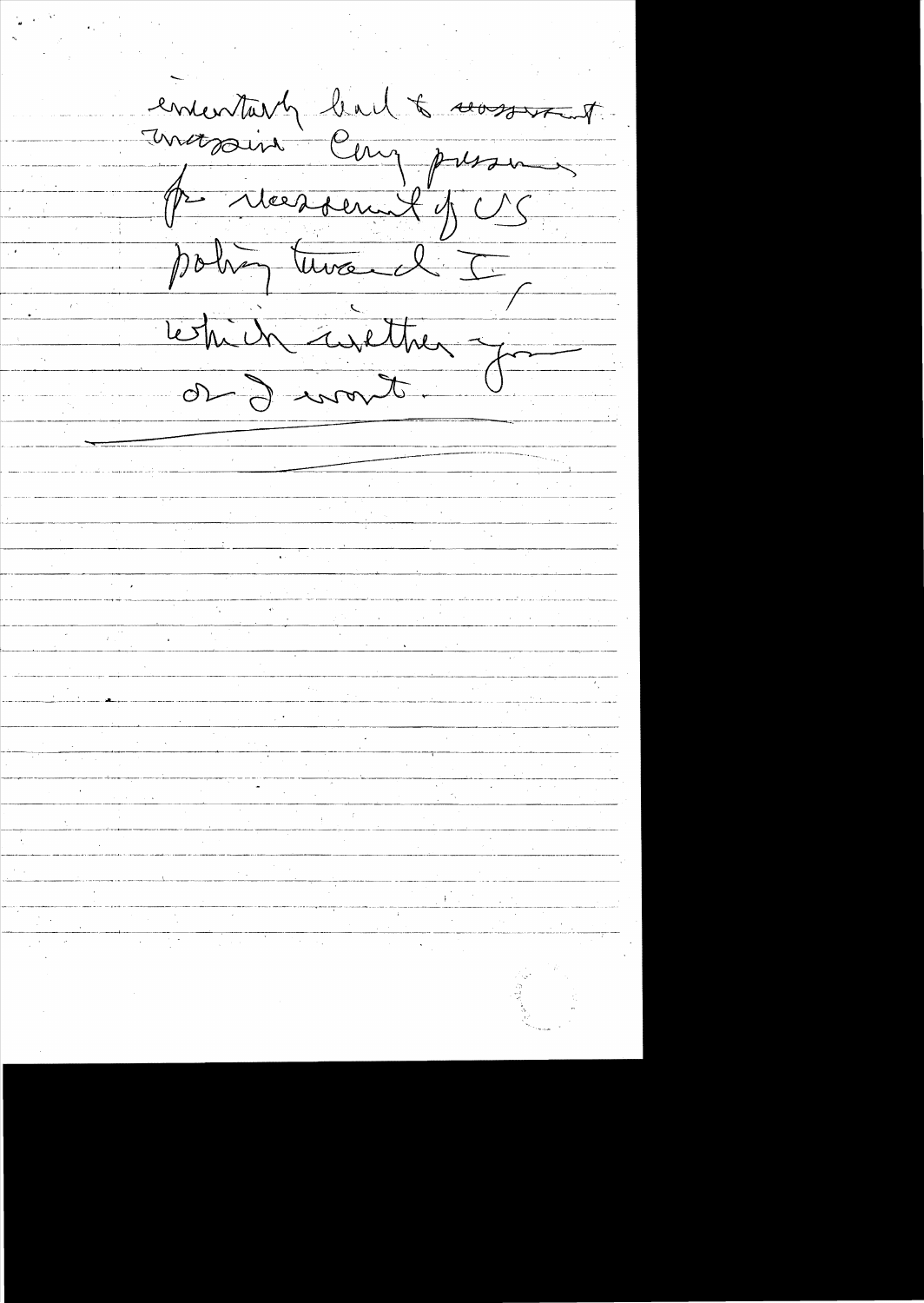inevitably lead to ~~reassessment~~ increasing Cong pressure for reassessment of US policy toward I, which neither you or I want.